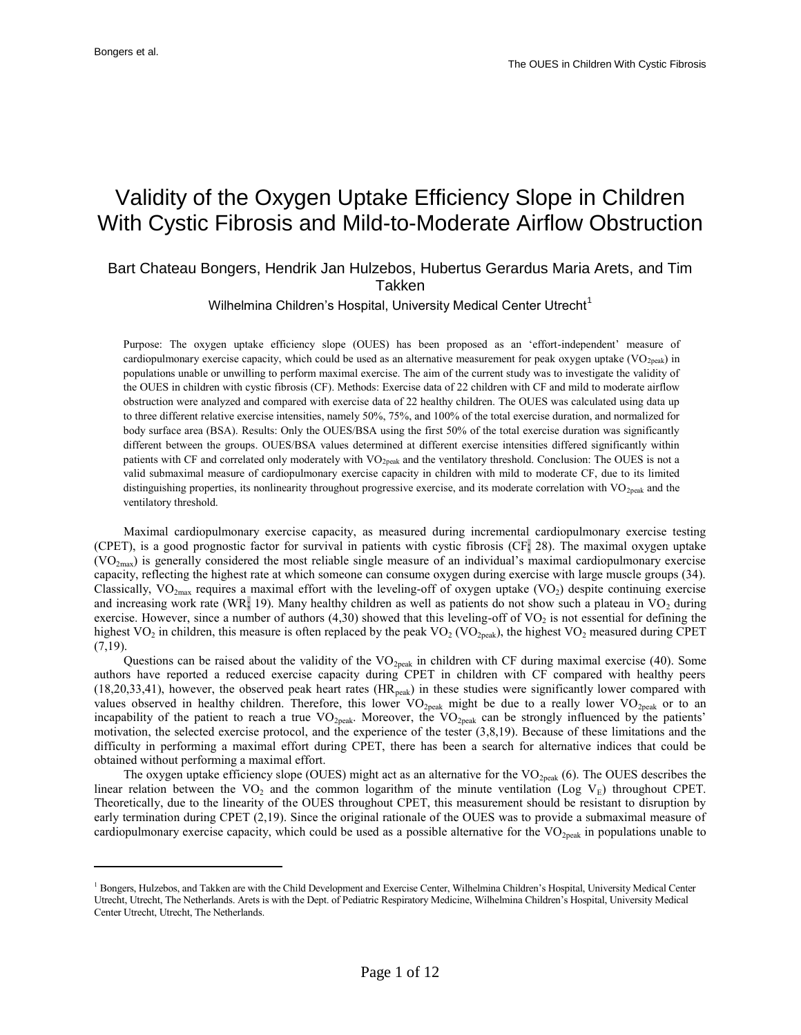# Validity of the Oxygen Uptake Efficiency Slope in Children With Cystic Fibrosis and Mild-to-Moderate Airflow Obstruction

Bart Chateau Bongers, Hendrik Jan Hulzebos, Hubertus Gerardus Maria Arets, and Tim Takken

Wilhelmina Children's Hospital, University Medical Center Utrecht[1]

Purpose: The oxygen uptake efficiency slope (OUES) has been proposed as an 'effort-independent' measure of cardiopulmonary exercise capacity, which could be used as an alternative measurement for peak oxygen uptake ($VO_{2peak}$) in populations unable or unwilling to perform maximal exercise. The aim of the current study was to investigate the validity of the OUES in children with cystic fibrosis (CF). Methods: Exercise data of 22 children with CF and mild to moderate airflow obstruction were analyzed and compared with exercise data of 22 healthy children. The OUES was calculated using data up to three different relative exercise intensities, namely 50%, 75%, and 100% of the total exercise duration, and normalized for body surface area (BSA). Results: Only the OUES/BSA using the first 50% of the total exercise duration was significantly different between the groups. OUES/BSA values determined at different exercise intensities differed significantly within patients with CF and correlated only moderately with $VO_{2peak}$ and the ventilatory threshold. Conclusion: The OUES is not a valid submaximal measure of cardiopulmonary exercise capacity in children with mild to moderate CF, due to its limited distinguishing properties, its nonlinearity throughout progressive exercise, and its moderate correlation with $VO_{2peak}$ and the ventilatory threshold.

Maximal cardiopulmonary exercise capacity, as measured during incremental cardiopulmonary exercise testing (CPET), is a good prognostic factor for survival in patients with cystic fibrosis (CF; 28). The maximal oxygen uptake ($VO_{2max}$) is generally considered the most reliable single measure of an individual's maximal cardiopulmonary exercise capacity, reflecting the highest rate at which someone can consume oxygen during exercise with large muscle groups (34). Classically, $VO_{2max}$ requires a maximal effort with the leveling-off of oxygen uptake ($VO_2$) despite continuing exercise and increasing work rate (WR; 19). Many healthy children as well as patients do not show such a plateau in $VO_2$ during exercise. However, since a number of authors (4,30) showed that this leveling-off of $VO_2$ is not essential for defining the highest $VO_2$ in children, this measure is often replaced by the peak $VO_2$ ($VO_{2peak}$), the highest $VO_2$ measured during CPET (7,19).

Questions can be raised about the validity of the $VO_{2peak}$ in children with CF during maximal exercise (40). Some authors have reported a reduced exercise capacity during CPET in children with CF compared with healthy peers (18,20,33,41), however, the observed peak heart rates ($HR_{peak}$) in these studies were significantly lower compared with values observed in healthy children. Therefore, this lower $VO_{2peak}$ might be due to a really lower $VO_{2peak}$ or to an incapability of the patient to reach a true $VO_{2peak}$. Moreover, the $VO_{2peak}$ can be strongly influenced by the patients' motivation, the selected exercise protocol, and the experience of the tester (3,8,19). Because of these limitations and the difficulty in performing a maximal effort during CPET, there has been a search for alternative indices that could be obtained without performing a maximal effort.

The oxygen uptake efficiency slope (OUES) might act as an alternative for the $VO_{2peak}$ (6). The OUES describes the linear relation between the $VO_2$ and the common logarithm of the minute ventilation (Log $V_E$) throughout CPET. Theoretically, due to the linearity of the OUES throughout CPET, this measurement should be resistant to disruption by early termination during CPET (2,19). Since the original rationale of the OUES was to provide a submaximal measure of cardiopulmonary exercise capacity, which could be used as a possible alternative for the $VO_{2peak}$ in populations unable to

[1] Bongers, Hulzebos, and Takken are with the Child Development and Exercise Center, Wilhelmina Children's Hospital, University Medical Center Utrecht, Utrecht, The Netherlands. Arets is with the Dept. of Pediatric Respiratory Medicine, Wilhelmina Children's Hospital, University Medical Center Utrecht, Utrecht, The Netherlands.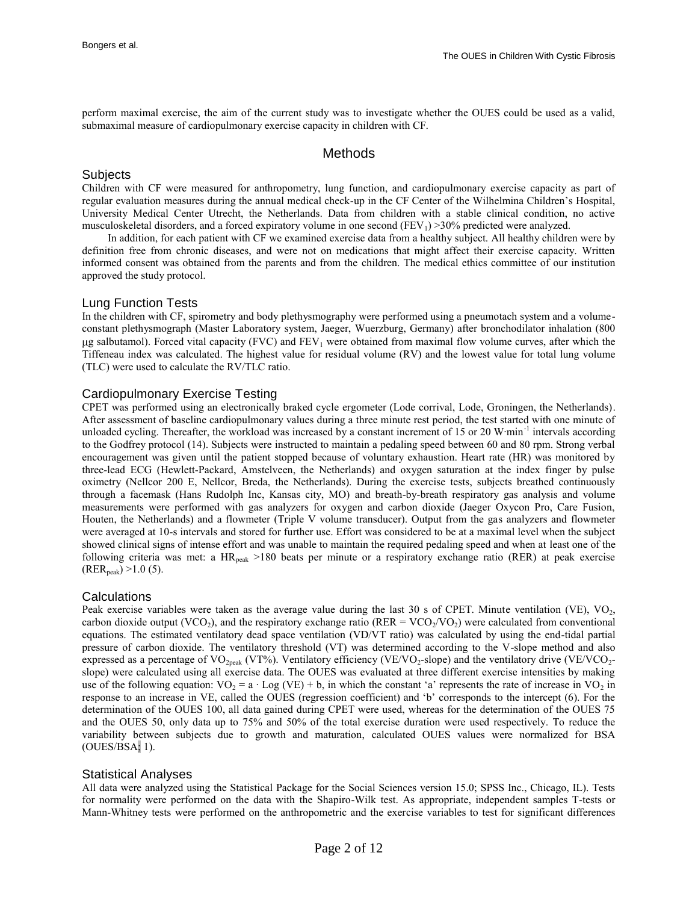perform maximal exercise, the aim of the current study was to investigate whether the OUES could be used as a valid, submaximal measure of cardiopulmonary exercise capacity in children with CF.

# Methods

## Subjects

Children with CF were measured for anthropometry, lung function, and cardiopulmonary exercise capacity as part of regular evaluation measures during the annual medical check-up in the CF Center of the Wilhelmina Children's Hospital, University Medical Center Utrecht, the Netherlands. Data from children with a stable clinical condition, no active musculoskeletal disorders, and a forced expiratory volume in one second ($FEV_1$) >30% predicted were analyzed.

In addition, for each patient with CF we examined exercise data from a healthy subject. All healthy children were by definition free from chronic diseases, and were not on medications that might affect their exercise capacity. Written informed consent was obtained from the parents and from the children. The medical ethics committee of our institution approved the study protocol.

## Lung Function Tests

In the children with CF, spirometry and body plethysmography were performed using a pneumotach system and a volume-constant plethysmograph (Master Laboratory system, Jaeger, Wuerzburg, Germany) after bronchodilator inhalation (800 μg salbutamol). Forced vital capacity (FVC) and $FEV_1$ were obtained from maximal flow volume curves, after which the Tiffeneau index was calculated. The highest value for residual volume (RV) and the lowest value for total lung volume (TLC) were used to calculate the RV/TLC ratio.

## Cardiopulmonary Exercise Testing

CPET was performed using an electronically braked cycle ergometer (Lode corrival, Lode, Groningen, the Netherlands). After assessment of baseline cardiopulmonary values during a three minute rest period, the test started with one minute of unloaded cycling. Thereafter, the workload was increased by a constant increment of 15 or 20 $W \cdot min^{-1}$ intervals according to the Godfrey protocol (14). Subjects were instructed to maintain a pedaling speed between 60 and 80 rpm. Strong verbal encouragement was given until the patient stopped because of voluntary exhaustion. Heart rate (HR) was monitored by three-lead ECG (Hewlett-Packard, Amstelveen, the Netherlands) and oxygen saturation at the index finger by pulse oximetry (Nellcor 200 E, Nellcor, Breda, the Netherlands). During the exercise tests, subjects breathed continuously through a facemask (Hans Rudolph Inc, Kansas city, MO) and breath-by-breath respiratory gas analysis and volume measurements were performed with gas analyzers for oxygen and carbon dioxide (Jaeger Oxycon Pro, Care Fusion, Houten, the Netherlands) and a flowmeter (Triple V volume transducer). Output from the gas analyzers and flowmeter were averaged at 10-s intervals and stored for further use. Effort was considered to be at a maximal level when the subject showed clinical signs of intense effort and was unable to maintain the required pedaling speed and when at least one of the following criteria was met: a $HR_{peak}$ >180 beats per minute or a respiratory exchange ratio (RER) at peak exercise ($RER_{peak}$) >1.0 (5).

## Calculations

Peak exercise variables were taken as the average value during the last 30 s of CPET. Minute ventilation (VE), $VO_2$, carbon dioxide output ($VCO_2$), and the respiratory exchange ratio ($RER = VCO_2/VO_2$) were calculated from conventional equations. The estimated ventilatory dead space ventilation (VD/VT ratio) was calculated by using the end-tidal partial pressure of carbon dioxide. The ventilatory threshold (VT) was determined according to the V-slope method and also expressed as a percentage of $VO_{2peak}$ (VT%). Ventilatory efficiency ($VE/VO_2$-slope) and the ventilatory drive ($VE/VCO_2$-slope) were calculated using all exercise data. The OUES was evaluated at three different exercise intensities by making use of the following equation: $VO_2 = a \cdot \text{Log}(VE) + b$, in which the constant 'a' represents the rate of increase in $VO_2$ in response to an increase in VE, called the OUES (regression coefficient) and 'b' corresponds to the intercept (6). For the determination of the OUES 100, all data gained during CPET were used, whereas for the determination of the OUES 75 and the OUES 50, only data up to 75% and 50% of the total exercise duration were used respectively. To reduce the variability between subjects due to growth and maturation, calculated OUES values were normalized for BSA (OUES/BSA; 1).

## Statistical Analyses

All data were analyzed using the Statistical Package for the Social Sciences version 15.0; SPSS Inc., Chicago, IL). Tests for normality were performed on the data with the Shapiro-Wilk test. As appropriate, independent samples T-tests or Mann-Whitney tests were performed on the anthropometric and the exercise variables to test for significant differences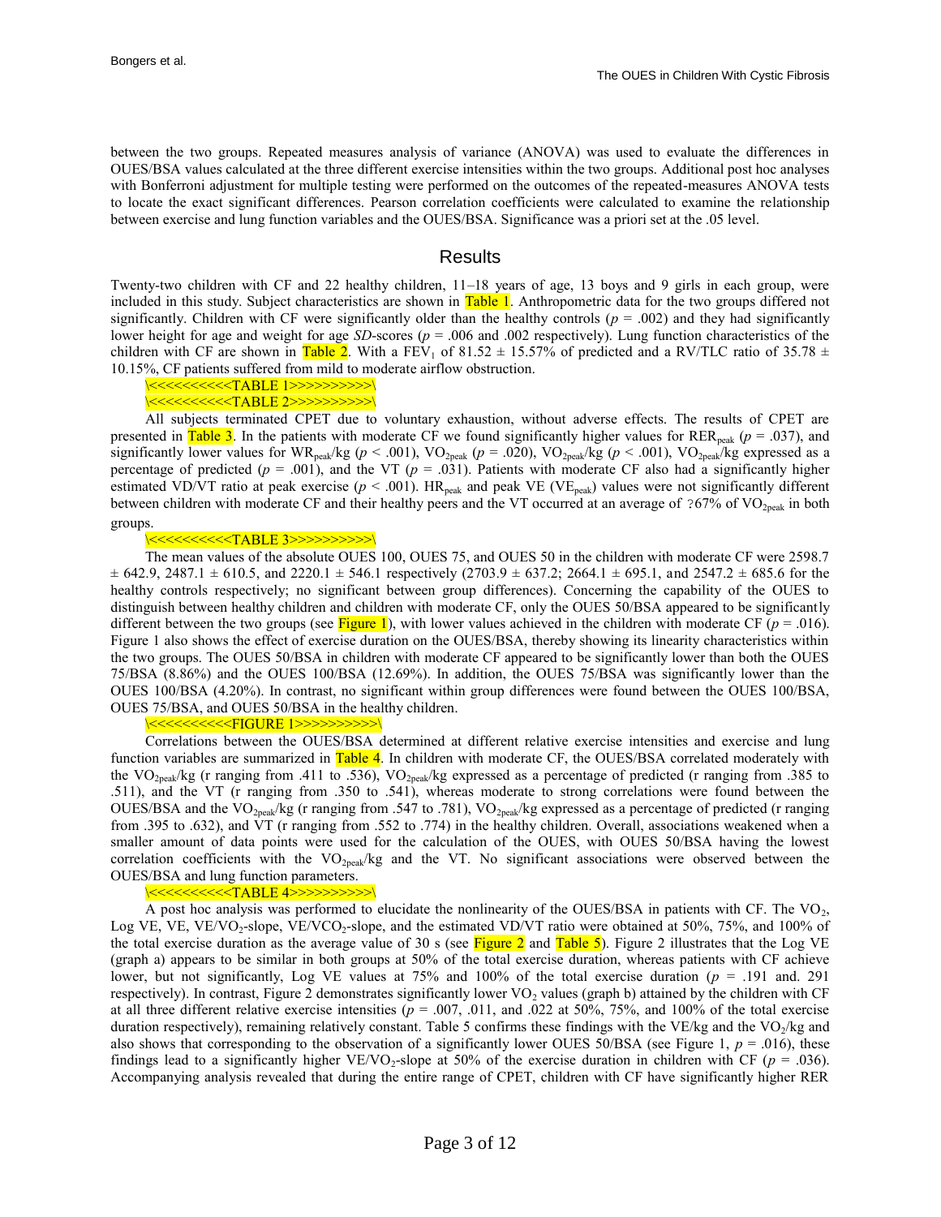between the two groups. Repeated measures analysis of variance (ANOVA) was used to evaluate the differences in OUES/BSA values calculated at the three different exercise intensities within the two groups. Additional post hoc analyses with Bonferroni adjustment for multiple testing were performed on the outcomes of the repeated-measures ANOVA tests to locate the exact significant differences. Pearson correlation coefficients were calculated to examine the relationship between exercise and lung function variables and the OUES/BSA. Significance was a priori set at the .05 level.

## Results

Twenty-two children with CF and 22 healthy children, 11–18 years of age, 13 boys and 9 girls in each group, were included in this study. Subject characteristics are shown in Table 1. Anthropometric data for the two groups differed not significantly. Children with CF were significantly older than the healthy controls ($p = .002$) and they had significantly lower height for age and weight for age *SD*-scores ($p = .006$ and .002 respectively). Lung function characteristics of the children with CF are shown in Table 2. With a $FEV_1$ of 81.52 ± 15.57% of predicted and a RV/TLC ratio of 35.78 ± 10.15%, CF patients suffered from mild to moderate airflow obstruction.

\<<<<<<<<<<TABLE 1>>>>>>>>>>\

\<<<<<<<<<<TABLE 2>>>>>>>>>>\

All subjects terminated CPET due to voluntary exhaustion, without adverse effects. The results of CPET are presented in Table 3. In the patients with moderate CF we found significantly higher values for $RER_{peak}$ ($p = .037$), and significantly lower values for $WR_{peak}$/kg ($p < .001$), $VO_{2peak}$ ($p = .020$), $VO_{2peak}$/kg ($p < .001$), $VO_{2peak}$/kg expressed as a percentage of predicted ($p = .001$), and the VT ($p = .031$). Patients with moderate CF also had a significantly higher estimated VD/VT ratio at peak exercise ($p < .001$). $HR_{peak}$ and peak VE ($VE_{peak}$) values were not significantly different between children with moderate CF and their healthy peers and the VT occurred at an average of ?67% of $VO_{2peak}$ in both groups.

\<<<<<<<<<<TABLE 3>>>>>>>>>>\

The mean values of the absolute OUES 100, OUES 75, and OUES 50 in the children with moderate CF were 2598.7 ± 642.9, 2487.1 ± 610.5, and 2220.1 ± 546.1 respectively (2703.9 ± 637.2; 2664.1 ± 695.1, and 2547.2 ± 685.6 for the healthy controls respectively; no significant between group differences). Concerning the capability of the OUES to distinguish between healthy children and children with moderate CF, only the OUES 50/BSA appeared to be significantly different between the two groups (see Figure 1), with lower values achieved in the children with moderate CF ($p = .016$). Figure 1 also shows the effect of exercise duration on the OUES/BSA, thereby showing its linearity characteristics within the two groups. The OUES 50/BSA in children with moderate CF appeared to be significantly lower than both the OUES 75/BSA (8.86%) and the OUES 100/BSA (12.69%). In addition, the OUES 75/BSA was significantly lower than the OUES 100/BSA (4.20%). In contrast, no significant within group differences were found between the OUES 100/BSA, OUES 75/BSA, and OUES 50/BSA in the healthy children.

\<<<<<<<<<<FIGURE 1>>>>>>>>>>\

Correlations between the OUES/BSA determined at different relative exercise intensities and exercise and lung function variables are summarized in Table 4. In children with moderate CF, the OUES/BSA correlated moderately with the $VO_{2peak}$/kg (r ranging from .411 to .536), $VO_{2peak}$/kg expressed as a percentage of predicted (r ranging from .385 to .511), and the VT (r ranging from .350 to .541), whereas moderate to strong correlations were found between the OUES/BSA and the $VO_{2peak}$/kg (r ranging from .547 to .781), $VO_{2peak}$/kg expressed as a percentage of predicted (r ranging from .395 to .632), and VT (r ranging from .552 to .774) in the healthy children. Overall, associations weakened when a smaller amount of data points were used for the calculation of the OUES, with OUES 50/BSA having the lowest correlation coefficients with the $VO_{2peak}$/kg and the VT. No significant associations were observed between the OUES/BSA and lung function parameters.

\<<<<<<<<<<TABLE 4>>>>>>>>>>\

A post hoc analysis was performed to elucidate the nonlinearity of the OUES/BSA in patients with CF. The $VO_2$, Log VE, VE, $VE/VO_2$-slope, $VE/VCO_2$-slope, and the estimated VD/VT ratio were obtained at 50%, 75%, and 100% of the total exercise duration as the average value of 30 s (see Figure 2 and Table 5). Figure 2 illustrates that the Log VE (graph a) appears to be similar in both groups at 50% of the total exercise duration, whereas patients with CF achieve lower, but not significantly, Log VE values at 75% and 100% of the total exercise duration ($p = .191$ and. 291 respectively). In contrast, Figure 2 demonstrates significantly lower $VO_2$ values (graph b) attained by the children with CF at all three different relative exercise intensities ($p = .007$, .011, and .022 at 50%, 75%, and 100% of the total exercise duration respectively), remaining relatively constant. Table 5 confirms these findings with the VE/kg and the $VO_2$/kg and also shows that corresponding to the observation of a significantly lower OUES 50/BSA (see Figure 1, $p = .016$), these findings lead to a significantly higher $VE/VO_2$-slope at 50% of the exercise duration in children with CF ($p = .036$). Accompanying analysis revealed that during the entire range of CPET, children with CF have significantly higher RER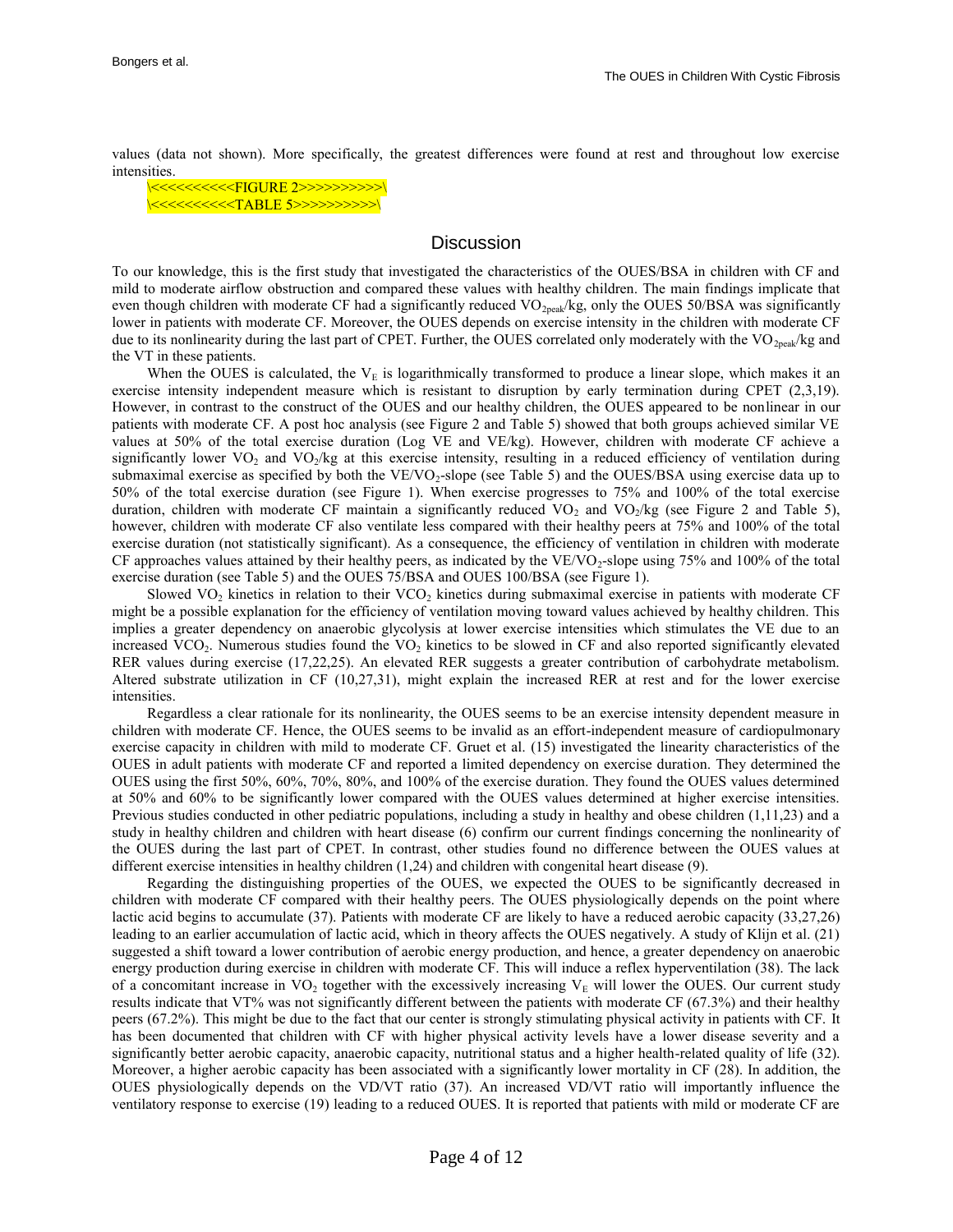values (data not shown). More specifically, the greatest differences were found at rest and throughout low exercise intensities.

\<<<<<<<<<<FIGURE 2>>>>>>>>>>\
\<<<<<<<<<<TABLE 5>>>>>>>>>>\

## Discussion

To our knowledge, this is the first study that investigated the characteristics of the OUES/BSA in children with CF and mild to moderate airflow obstruction and compared these values with healthy children. The main findings implicate that even though children with moderate CF had a significantly reduced $VO_{2peak}$/kg, only the OUES 50/BSA was significantly lower in patients with moderate CF. Moreover, the OUES depends on exercise intensity in the children with moderate CF due to its nonlinearity during the last part of CPET. Further, the OUES correlated only moderately with the $VO_{2peak}$/kg and the VT in these patients.

When the OUES is calculated, the $V_E$ is logarithmically transformed to produce a linear slope, which makes it an exercise intensity independent measure which is resistant to disruption by early termination during CPET (2,3,19). However, in contrast to the construct of the OUES and our healthy children, the OUES appeared to be nonlinear in our patients with moderate CF. A post hoc analysis (see Figure 2 and Table 5) showed that both groups achieved similar VE values at 50% of the total exercise duration (Log VE and VE/kg). However, children with moderate CF achieve a significantly lower $VO_2$ and $VO_2$/kg at this exercise intensity, resulting in a reduced efficiency of ventilation during submaximal exercise as specified by both the VE/$VO_2$-slope (see Table 5) and the OUES/BSA using exercise data up to 50% of the total exercise duration (see Figure 1). When exercise progresses to 75% and 100% of the total exercise duration, children with moderate CF maintain a significantly reduced $VO_2$ and $VO_2$/kg (see Figure 2 and Table 5), however, children with moderate CF also ventilate less compared with their healthy peers at 75% and 100% of the total exercise duration (not statistically significant). As a consequence, the efficiency of ventilation in children with moderate CF approaches values attained by their healthy peers, as indicated by the VE/$VO_2$-slope using 75% and 100% of the total exercise duration (see Table 5) and the OUES 75/BSA and OUES 100/BSA (see Figure 1).

Slowed $VO_2$ kinetics in relation to their $VCO_2$ kinetics during submaximal exercise in patients with moderate CF might be a possible explanation for the efficiency of ventilation moving toward values achieved by healthy children. This implies a greater dependency on anaerobic glycolysis at lower exercise intensities which stimulates the VE due to an increased $VCO_2$. Numerous studies found the $VO_2$ kinetics to be slowed in CF and also reported significantly elevated RER values during exercise (17,22,25). An elevated RER suggests a greater contribution of carbohydrate metabolism. Altered substrate utilization in CF (10,27,31), might explain the increased RER at rest and for the lower exercise intensities.

Regardless a clear rationale for its nonlinearity, the OUES seems to be an exercise intensity dependent measure in children with moderate CF. Hence, the OUES seems to be invalid as an effort-independent measure of cardiopulmonary exercise capacity in children with mild to moderate CF. Gruet et al. (15) investigated the linearity characteristics of the OUES in adult patients with moderate CF and reported a limited dependency on exercise duration. They determined the OUES using the first 50%, 60%, 70%, 80%, and 100% of the exercise duration. They found the OUES values determined at 50% and 60% to be significantly lower compared with the OUES values determined at higher exercise intensities. Previous studies conducted in other pediatric populations, including a study in healthy and obese children (1,11,23) and a study in healthy children and children with heart disease (6) confirm our current findings concerning the nonlinearity of the OUES during the last part of CPET. In contrast, other studies found no difference between the OUES values at different exercise intensities in healthy children (1,24) and children with congenital heart disease (9).

Regarding the distinguishing properties of the OUES, we expected the OUES to be significantly decreased in children with moderate CF compared with their healthy peers. The OUES physiologically depends on the point where lactic acid begins to accumulate (37). Patients with moderate CF are likely to have a reduced aerobic capacity (33,27,26) leading to an earlier accumulation of lactic acid, which in theory affects the OUES negatively. A study of Klijn et al. (21) suggested a shift toward a lower contribution of aerobic energy production, and hence, a greater dependency on anaerobic energy production during exercise in children with moderate CF. This will induce a reflex hyperventilation (38). The lack of a concomitant increase in $VO_2$ together with the excessively increasing $V_E$ will lower the OUES. Our current study results indicate that VT% was not significantly different between the patients with moderate CF (67.3%) and their healthy peers (67.2%). This might be due to the fact that our center is strongly stimulating physical activity in patients with CF. It has been documented that children with CF with higher physical activity levels have a lower disease severity and a significantly better aerobic capacity, anaerobic capacity, nutritional status and a higher health-related quality of life (32). Moreover, a higher aerobic capacity has been associated with a significantly lower mortality in CF (28). In addition, the OUES physiologically depends on the VD/VT ratio (37). An increased VD/VT ratio will importantly influence the ventilatory response to exercise (19) leading to a reduced OUES. It is reported that patients with mild or moderate CF are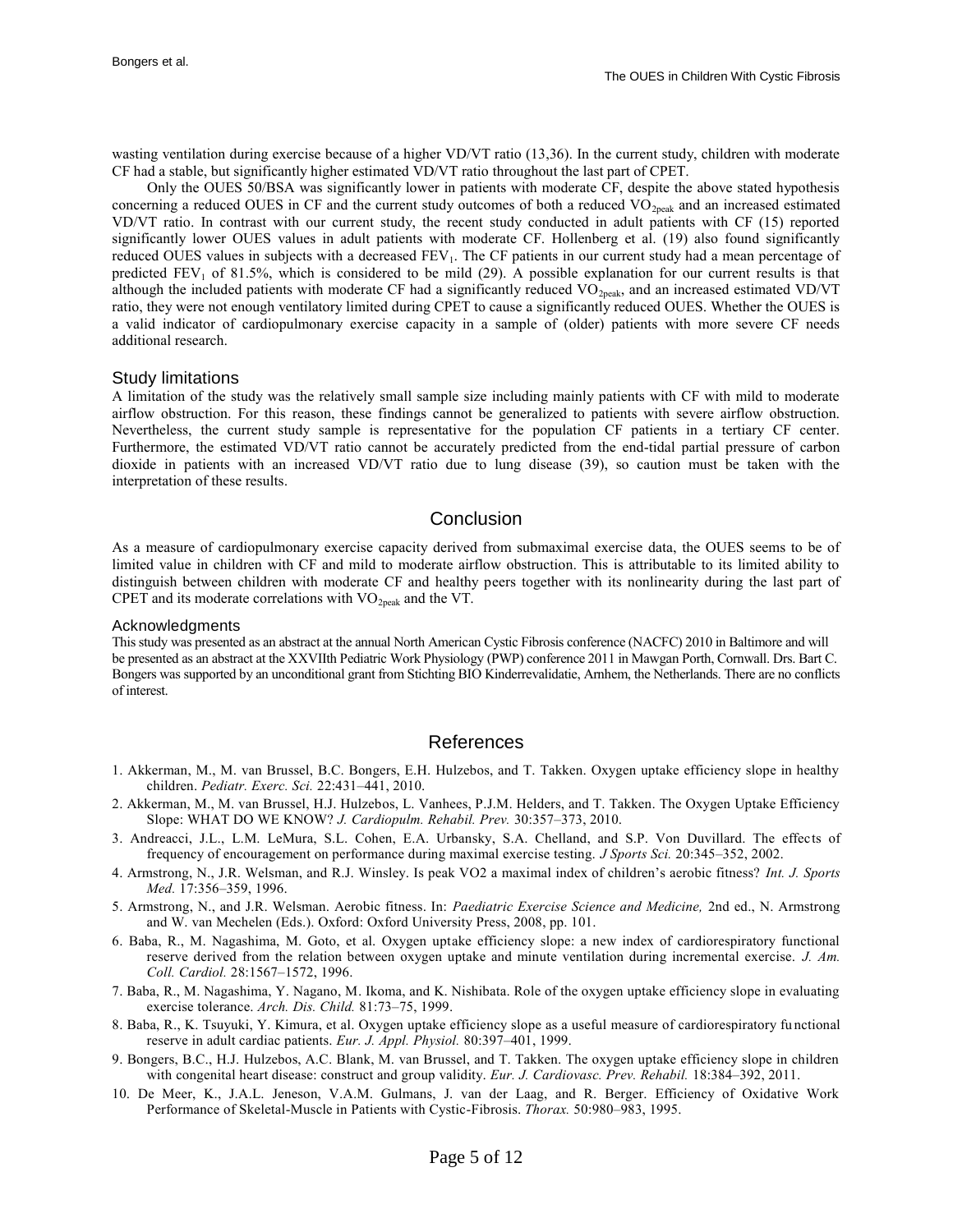wasting ventilation during exercise because of a higher VD/VT ratio (13,36). In the current study, children with moderate CF had a stable, but significantly higher estimated VD/VT ratio throughout the last part of CPET.

Only the OUES 50/BSA was significantly lower in patients with moderate CF, despite the above stated hypothesis concerning a reduced OUES in CF and the current study outcomes of both a reduced $VO_{2peak}$ and an increased estimated VD/VT ratio. In contrast with our current study, the recent study conducted in adult patients with CF (15) reported significantly lower OUES values in adult patients with moderate CF. Hollenberg et al. (19) also found significantly reduced OUES values in subjects with a decreased $FEV_1$. The CF patients in our current study had a mean percentage of predicted $FEV_1$ of 81.5%, which is considered to be mild (29). A possible explanation for our current results is that although the included patients with moderate CF had a significantly reduced $VO_{2peak}$, and an increased estimated VD/VT ratio, they were not enough ventilatory limited during CPET to cause a significantly reduced OUES. Whether the OUES is a valid indicator of cardiopulmonary exercise capacity in a sample of (older) patients with more severe CF needs additional research.

### Study limitations

A limitation of the study was the relatively small sample size including mainly patients with CF with mild to moderate airflow obstruction. For this reason, these findings cannot be generalized to patients with severe airflow obstruction. Nevertheless, the current study sample is representative for the population CF patients in a tertiary CF center. Furthermore, the estimated VD/VT ratio cannot be accurately predicted from the end-tidal partial pressure of carbon dioxide in patients with an increased VD/VT ratio due to lung disease (39), so caution must be taken with the interpretation of these results.

## Conclusion

As a measure of cardiopulmonary exercise capacity derived from submaximal exercise data, the OUES seems to be of limited value in children with CF and mild to moderate airflow obstruction. This is attributable to its limited ability to distinguish between children with moderate CF and healthy peers together with its nonlinearity during the last part of CPET and its moderate correlations with $VO_{2peak}$ and the VT.

### Acknowledgments

This study was presented as an abstract at the annual North American Cystic Fibrosis conference (NACFC) 2010 in Baltimore and will be presented as an abstract at the XXVIIth Pediatric Work Physiology (PWP) conference 2011 in Mawgan Porth, Cornwall. Drs. Bart C. Bongers was supported by an unconditional grant from Stichting BIO Kinderrevalidatie, Arnhem, the Netherlands. There are no conflicts of interest.

## References

1. Akkerman, M., M. van Brussel, B.C. Bongers, E.H. Hulzebos, and T. Takken. Oxygen uptake efficiency slope in healthy children. *Pediatr. Exerc. Sci.* 22:431–441, 2010.
2. Akkerman, M., M. van Brussel, H.J. Hulzebos, L. Vanhees, P.J.M. Helders, and T. Takken. The Oxygen Uptake Efficiency Slope: WHAT DO WE KNOW? *J. Cardiopulm. Rehabil. Prev.* 30:357–373, 2010.
3. Andreacci, J.L., L.M. LeMura, S.L. Cohen, E.A. Urbansky, S.A. Chelland, and S.P. Von Duvillard. The effects of frequency of encouragement on performance during maximal exercise testing. *J Sports Sci.* 20:345–352, 2002.
4. Armstrong, N., J.R. Welsman, and R.J. Winsley. Is peak VO2 a maximal index of children's aerobic fitness? *Int. J. Sports Med.* 17:356–359, 1996.
5. Armstrong, N., and J.R. Welsman. Aerobic fitness. In: *Paediatric Exercise Science and Medicine,* 2nd ed., N. Armstrong and W. van Mechelen (Eds.). Oxford: Oxford University Press, 2008, pp. 101.
6. Baba, R., M. Nagashima, M. Goto, et al. Oxygen uptake efficiency slope: a new index of cardiorespiratory functional reserve derived from the relation between oxygen uptake and minute ventilation during incremental exercise. *J. Am. Coll. Cardiol.* 28:1567–1572, 1996.
7. Baba, R., M. Nagashima, Y. Nagano, M. Ikoma, and K. Nishibata. Role of the oxygen uptake efficiency slope in evaluating exercise tolerance. *Arch. Dis. Child.* 81:73–75, 1999.
8. Baba, R., K. Tsuyuki, Y. Kimura, et al. Oxygen uptake efficiency slope as a useful measure of cardiorespiratory functional reserve in adult cardiac patients. *Eur. J. Appl. Physiol.* 80:397–401, 1999.
9. Bongers, B.C., H.J. Hulzebos, A.C. Blank, M. van Brussel, and T. Takken. The oxygen uptake efficiency slope in children with congenital heart disease: construct and group validity. *Eur. J. Cardiovasc. Prev. Rehabil.* 18:384–392, 2011.
10. De Meer, K., J.A.L. Jeneson, V.A.M. Gulmans, J. van der Laag, and R. Berger. Efficiency of Oxidative Work Performance of Skeletal-Muscle in Patients with Cystic-Fibrosis. *Thorax.* 50:980–983, 1995.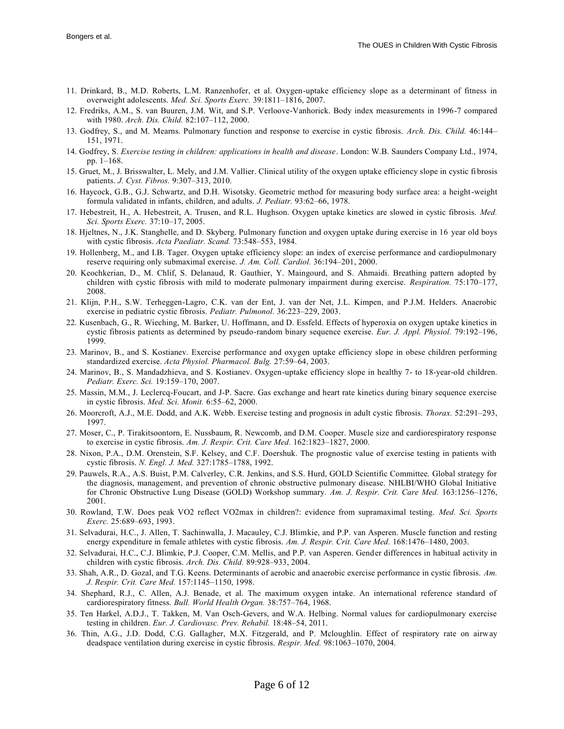11. Drinkard, B., M.D. Roberts, L.M. Ranzenhofer, et al. Oxygen-uptake efficiency slope as a determinant of fitness in overweight adolescents. *Med. Sci. Sports Exerc.* 39:1811–1816, 2007.
12. Fredriks, A.M., S. van Buuren, J.M. Wit, and S.P. Verloove-Vanhorick. Body index measurements in 1996-7 compared with 1980. *Arch. Dis. Child.* 82:107–112, 2000.
13. Godfrey, S., and M. Mearns. Pulmonary function and response to exercise in cystic fibrosis. *Arch. Dis. Child.* 46:144–151, 1971.
14. Godfrey, S. *Exercise testing in children: applications in health and disease*. London: W.B. Saunders Company Ltd., 1974, pp. 1–168.
15. Gruet, M., J. Brisswalter, L. Mely, and J.M. Vallier. Clinical utility of the oxygen uptake efficiency slope in cystic fibrosis patients. *J. Cyst. Fibros.* 9:307–313, 2010.
16. Haycock, G.B., G.J. Schwartz, and D.H. Wisotsky. Geometric method for measuring body surface area: a height-weight formula validated in infants, children, and adults. *J. Pediatr.* 93:62–66, 1978.
17. Hebestreit, H., A. Hebestreit, A. Trusen, and R.L. Hughson. Oxygen uptake kinetics are slowed in cystic fibrosis. *Med. Sci. Sports Exerc.* 37:10–17, 2005.
18. Hjeltnes, N., J.K. Stanghelle, and D. Skyberg. Pulmonary function and oxygen uptake during exercise in 16 year old boys with cystic fibrosis. *Acta Paediatr. Scand.* 73:548–553, 1984.
19. Hollenberg, M., and I.B. Tager. Oxygen uptake efficiency slope: an index of exercise performance and cardiopulmonary reserve requiring only submaximal exercise. *J. Am. Coll. Cardiol.* 36:194–201, 2000.
20. Keochkerian, D., M. Chlif, S. Delanaud, R. Gauthier, Y. Maingourd, and S. Ahmaidi. Breathing pattern adopted by children with cystic fibrosis with mild to moderate pulmonary impairment during exercise. *Respiration.* 75:170–177, 2008.
21. Klijn, P.H., S.W. Terheggen-Lagro, C.K. van der Ent, J. van der Net, J.L. Kimpen, and P.J.M. Helders. Anaerobic exercise in pediatric cystic fibrosis. *Pediatr. Pulmonol.* 36:223–229, 2003.
22. Kusenbach, G., R. Wieching, M. Barker, U. Hoffmann, and D. Essfeld. Effects of hyperoxia on oxygen uptake kinetics in cystic fibrosis patients as determined by pseudo-random binary sequence exercise. *Eur. J. Appl. Physiol.* 79:192–196, 1999.
23. Marinov, B., and S. Kostianev. Exercise performance and oxygen uptake efficiency slope in obese children performing standardized exercise. *Acta Physiol. Pharmacol. Bulg.* 27:59–64, 2003.
24. Marinov, B., S. Mandadzhieva, and S. Kostianev. Oxygen-uptake efficiency slope in healthy 7- to 18-year-old children. *Pediatr. Exerc. Sci.* 19:159–170, 2007.
25. Massin, M.M., J. Leclercq-Foucart, and J-P. Sacre. Gas exchange and heart rate kinetics during binary sequence exercise in cystic fibrosis. *Med. Sci. Monit.* 6:55–62, 2000.
26. Moorcroft, A.J., M.E. Dodd, and A.K. Webb. Exercise testing and prognosis in adult cystic fibrosis. *Thorax.* 52:291–293, 1997.
27. Moser, C., P. Tirakitsoontorn, E. Nussbaum, R. Newcomb, and D.M. Cooper. Muscle size and cardiorespiratory response to exercise in cystic fibrosis. *Am. J. Respir. Crit. Care Med.* 162:1823–1827, 2000.
28. Nixon, P.A., D.M. Orenstein, S.F. Kelsey, and C.F. Doershuk. The prognostic value of exercise testing in patients with cystic fibrosis. *N. Engl. J. Med.* 327:1785–1788, 1992.
29. Pauwels, R.A., A.S. Buist, P.M. Calverley, C.R. Jenkins, and S.S. Hurd, GOLD Scientific Committee. Global strategy for the diagnosis, management, and prevention of chronic obstructive pulmonary disease. NHLBI/WHO Global Initiative for Chronic Obstructive Lung Disease (GOLD) Workshop summary. *Am. J. Respir. Crit. Care Med.* 163:1256–1276, 2001.
30. Rowland, T.W. Does peak VO2 reflect VO2max in children?: evidence from supramaximal testing. *Med. Sci. Sports Exerc.* 25:689–693, 1993.
31. Selvadurai, H.C., J. Allen, T. Sachinwalla, J. Macauley, C.J. Blimkie, and P.P. van Asperen. Muscle function and resting energy expenditure in female athletes with cystic fibrosis. *Am. J. Respir. Crit. Care Med.* 168:1476–1480, 2003.
32. Selvadurai, H.C., C.J. Blimkie, P.J. Cooper, C.M. Mellis, and P.P. van Asperen. Gender differences in habitual activity in children with cystic fibrosis. *Arch. Dis. Child.* 89:928–933, 2004.
33. Shah, A.R., D. Gozal, and T.G. Keens. Determinants of aerobic and anaerobic exercise performance in cystic fibrosis. *Am. J. Respir. Crit. Care Med.* 157:1145–1150, 1998.
34. Shephard, R.J., C. Allen, A.J. Benade, et al. The maximum oxygen intake. An international reference standard of cardiorespiratory fitness. *Bull. World Health Organ.* 38:757–764, 1968.
35. Ten Harkel, A.D.J., T. Takken, M. Van Osch-Gevers, and W.A. Helbing. Normal values for cardiopulmonary exercise testing in children. *Eur. J. Cardiovasc. Prev. Rehabil.* 18:48–54, 2011.
36. Thin, A.G., J.D. Dodd, C.G. Gallagher, M.X. Fitzgerald, and P. Mcloughlin. Effect of respiratory rate on airway deadspace ventilation during exercise in cystic fibrosis. *Respir. Med.* 98:1063–1070, 2004.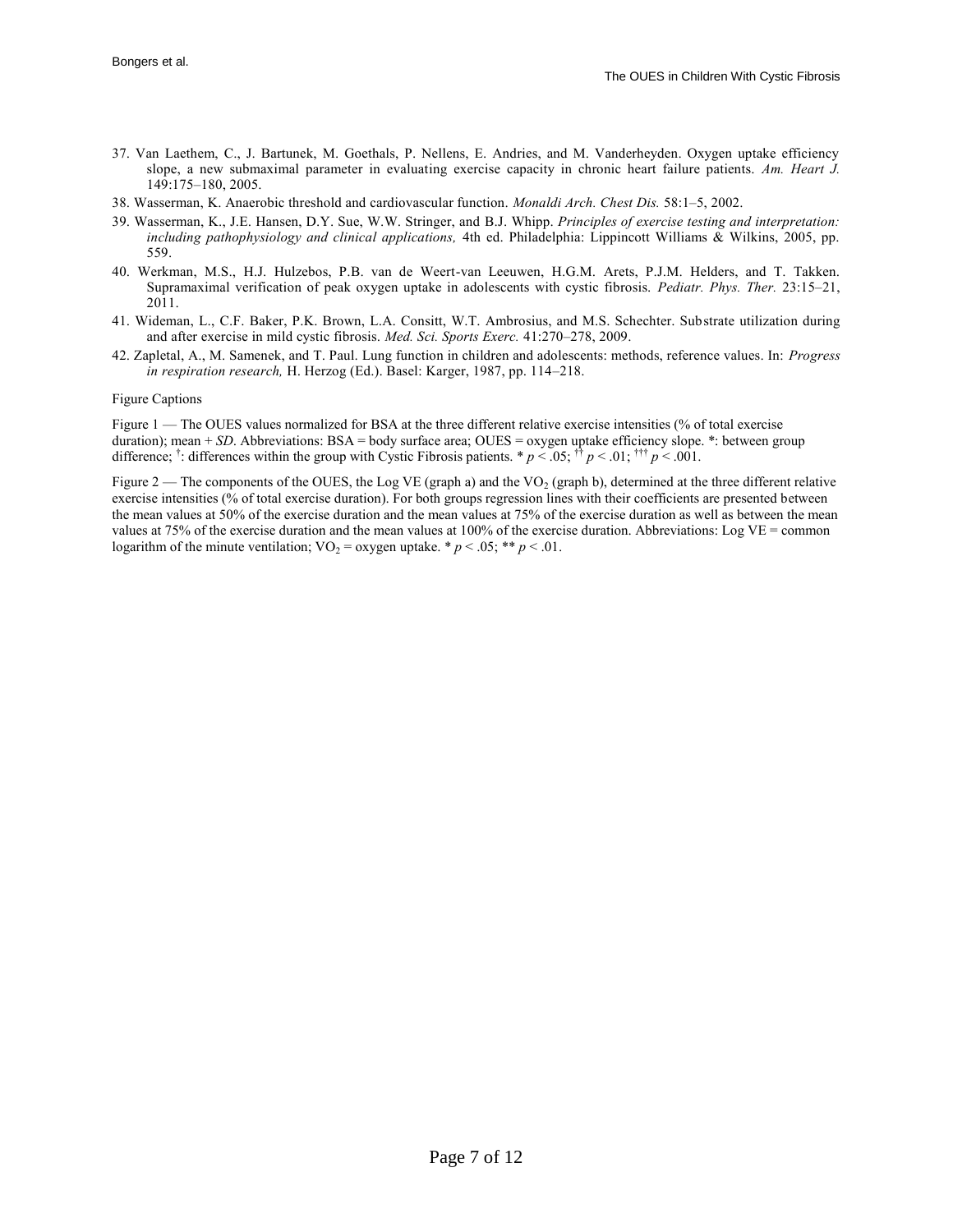37. Van Laethem, C., J. Bartunek, M. Goethals, P. Nellens, E. Andries, and M. Vanderheyden. Oxygen uptake efficiency slope, a new submaximal parameter in evaluating exercise capacity in chronic heart failure patients. *Am. Heart J.* 149:175–180, 2005.
38. Wasserman, K. Anaerobic threshold and cardiovascular function. *Monaldi Arch. Chest Dis.* 58:1–5, 2002.
39. Wasserman, K., J.E. Hansen, D.Y. Sue, W.W. Stringer, and B.J. Whipp. *Principles of exercise testing and interpretation: including pathophysiology and clinical applications,* 4th ed. Philadelphia: Lippincott Williams & Wilkins, 2005, pp. 559.
40. Werkman, M.S., H.J. Hulzebos, P.B. van de Weert-van Leeuwen, H.G.M. Arets, P.J.M. Helders, and T. Takken. Supramaximal verification of peak oxygen uptake in adolescents with cystic fibrosis. *Pediatr. Phys. Ther.* 23:15–21, 2011.
41. Wideman, L., C.F. Baker, P.K. Brown, L.A. Consitt, W.T. Ambrosius, and M.S. Schechter. Substrate utilization during and after exercise in mild cystic fibrosis. *Med. Sci. Sports Exerc.* 41:270–278, 2009.
42. Zapletal, A., M. Samenek, and T. Paul. Lung function in children and adolescents: methods, reference values. In: *Progress in respiration research,* H. Herzog (Ed.). Basel: Karger, 1987, pp. 114–218.

Figure Captions

Figure 1 — The OUES values normalized for BSA at the three different relative exercise intensities (% of total exercise duration); mean + *SD*. Abbreviations: BSA = body surface area; OUES = oxygen uptake efficiency slope. *: between group difference; †: differences within the group with Cystic Fibrosis patients. * $p < .05$; †† $p < .01$; ††† $p < .001$.

Figure 2 — The components of the OUES, the Log VE (graph a) and the $VO_2$ (graph b), determined at the three different relative exercise intensities (% of total exercise duration). For both groups regression lines with their coefficients are presented between the mean values at 50% of the exercise duration and the mean values at 75% of the exercise duration as well as between the mean values at 75% of the exercise duration and the mean values at 100% of the exercise duration. Abbreviations: Log VE = common logarithm of the minute ventilation; $VO_2$ = oxygen uptake. * $p < .05$; ** $p < .01$.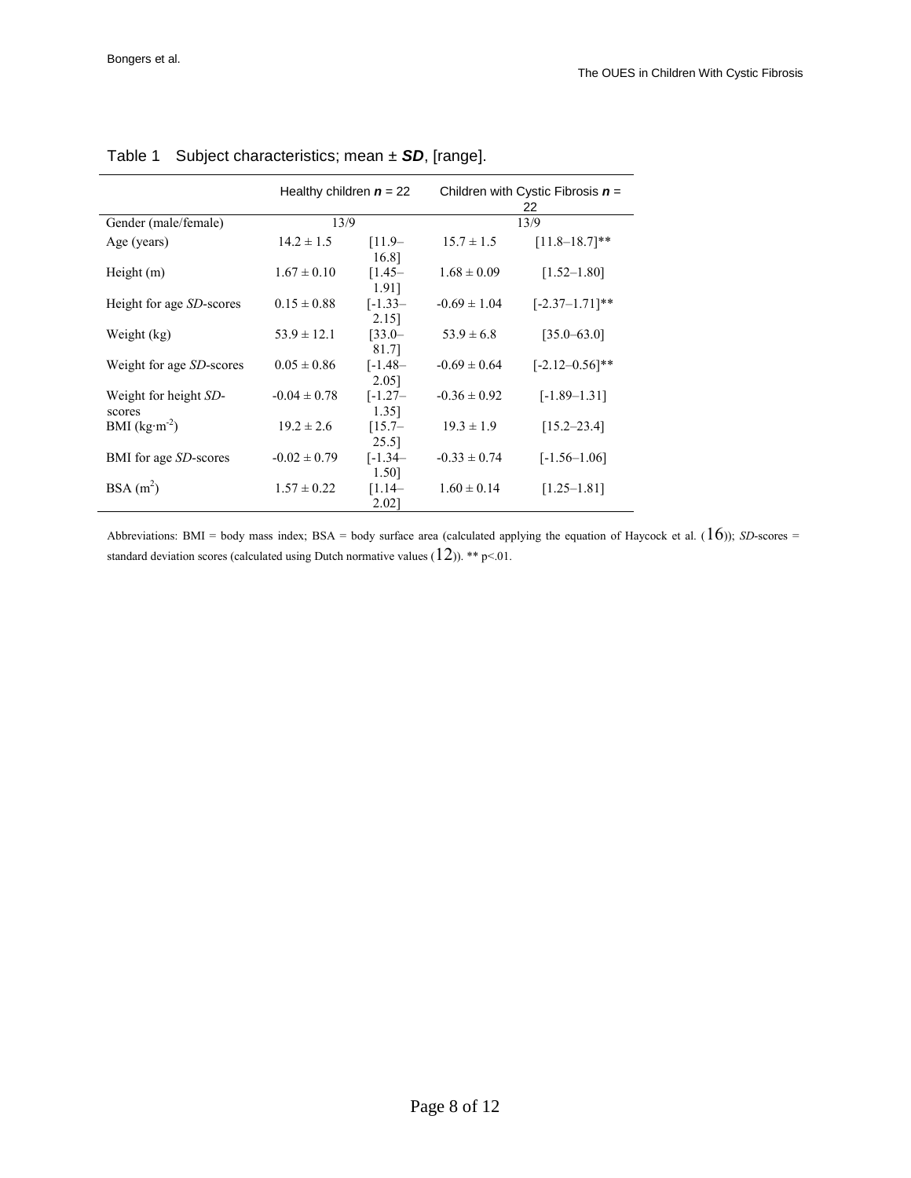Table 1 Subject characteristics; mean ± ***SD***, [range].

| | Healthy children ***n*** = 22 | | Children with Cystic Fibrosis ***n*** = 22 | |
|---|---|---|---|---|
| Gender (male/female) | 13/9 | | 13/9 | |
| Age (years) | 14.2 ± 1.5 | [11.9–16.8] | 15.7 ± 1.5 | [11.8–18.7]** |
| Height (m) | 1.67 ± 0.10 | [1.45–1.91] | 1.68 ± 0.09 | [1.52–1.80] |
| Height for age *SD*-scores | 0.15 ± 0.88 | [-1.33–2.15] | -0.69 ± 1.04 | [-2.37–1.71]** |
| Weight (kg) | 53.9 ± 12.1 | [33.0–81.7] | 53.9 ± 6.8 | [35.0–63.0] |
| Weight for age *SD*-scores | 0.05 ± 0.86 | [-1.48–2.05] | -0.69 ± 0.64 | [-2.12–0.56]** |
| Weight for height *SD*-scores | -0.04 ± 0.78 | [-1.27–1.35] | -0.36 ± 0.92 | [-1.89–1.31] |
| BMI ($kg \cdot m^{-2}$) | 19.2 ± 2.6 | [15.7–25.5] | 19.3 ± 1.9 | [15.2–23.4] |
| BMI for age *SD*-scores | -0.02 ± 0.79 | [-1.34–1.50] | -0.33 ± 0.74 | [-1.56–1.06] |
| BSA ($m^2$) | 1.57 ± 0.22 | [1.14–2.02] | 1.60 ± 0.14 | [1.25–1.81] |

Abbreviations: BMI = body mass index; BSA = body surface area (calculated applying the equation of Haycock et al. (16)); *SD*-scores = standard deviation scores (calculated using Dutch normative values (12)). ** p<.01.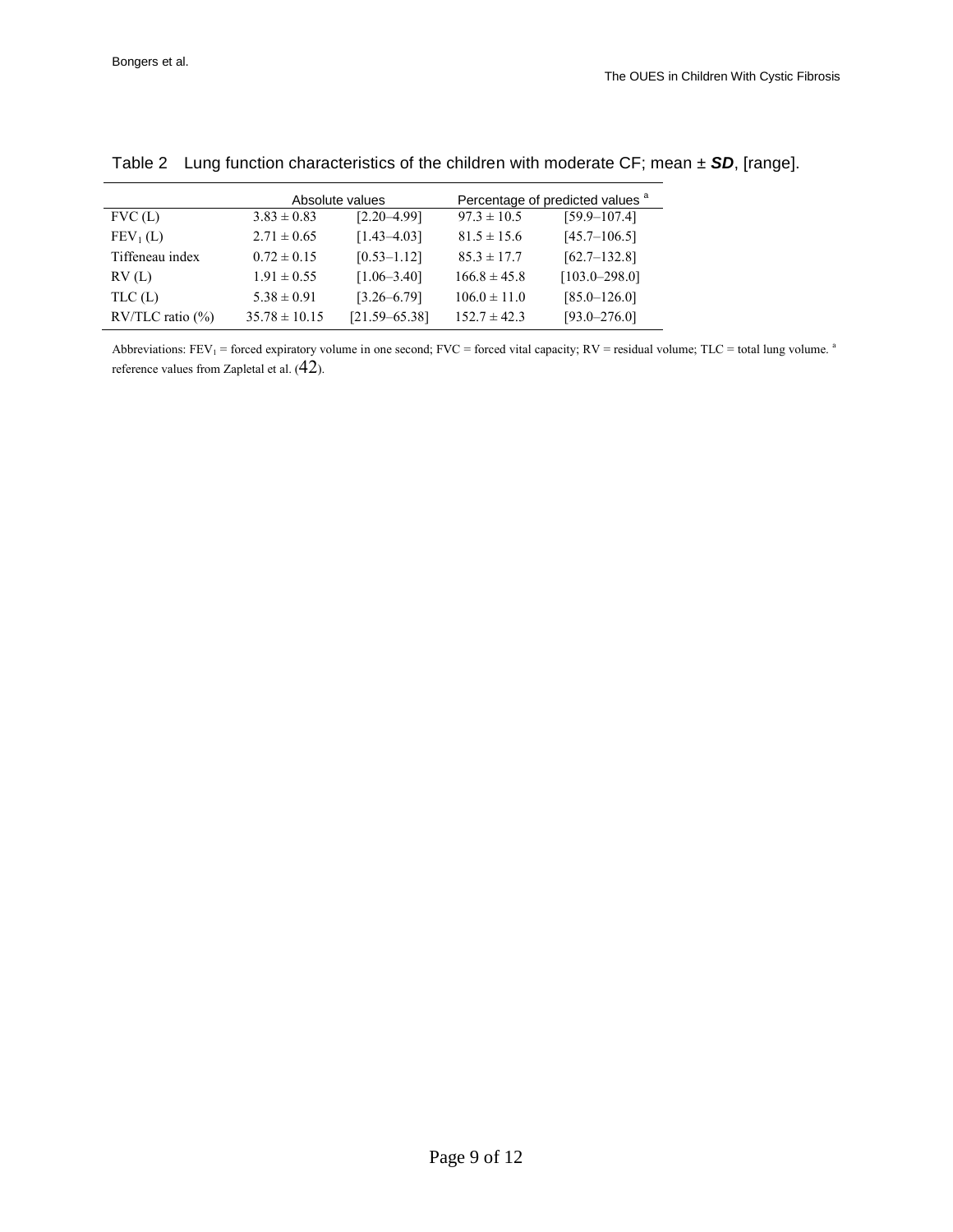Table 2 Lung function characteristics of the children with moderate CF; mean ± ***SD***, [range].

| | Absolute values | | Percentage of predicted values [a] | |
|---|---|---|---|---|
| FVC (L) | 3.83 ± 0.83 | [2.20–4.99] | 97.3 ± 10.5 | [59.9–107.4] |
| $FEV_1$ (L) | 2.71 ± 0.65 | [1.43–4.03] | 81.5 ± 15.6 | [45.7–106.5] |
| Tiffeneau index | 0.72 ± 0.15 | [0.53–1.12] | 85.3 ± 17.7 | [62.7–132.8] |
| RV (L) | 1.91 ± 0.55 | [1.06–3.40] | 166.8 ± 45.8 | [103.0–298.0] |
| TLC (L) | 5.38 ± 0.91 | [3.26–6.79] | 106.0 ± 11.0 | [85.0–126.0] |
| RV/TLC ratio (%) | 35.78 ± 10.15 | [21.59–65.38] | 152.7 ± 42.3 | [93.0–276.0] |

Abbreviations: $FEV_1$ = forced expiratory volume in one second; FVC = forced vital capacity; RV = residual volume; TLC = total lung volume. [a] reference values from Zapletal et al. (42).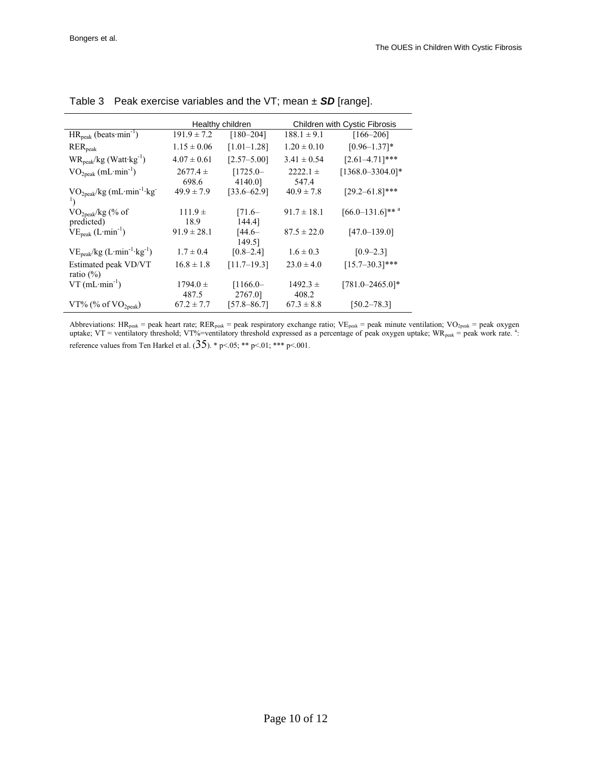Table 3 Peak exercise variables and the VT; mean ± ***SD*** [range].

| | Healthy children | | Children with Cystic Fibrosis | |
|---|---|---|---|---|
| $HR_{peak}$ (beats·min$^{-1}$) | 191.9 ± 7.2 | [180–204] | 188.1 ± 9.1 | [166–206] |
| $RER_{peak}$ | 1.15 ± 0.06 | [1.01–1.28] | 1.20 ± 0.10 | [0.96–1.37]* |
| $WR_{peak}$/kg (Watt·kg$^{-1}$) | 4.07 ± 0.61 | [2.57–5.00] | 3.41 ± 0.54 | [2.61–4.71]*** |
| $VO_{2peak}$ (mL·min$^{-1}$) | 2677.4 ± 698.6 | [1725.0–4140.0] | 2222.1 ± 547.4 | [1368.0–3304.0]* |
| $VO_{2peak}$/kg (mL·min$^{-1}$·kg$^{-1}$) | 49.9 ± 7.9 | [33.6–62.9] | 40.9 ± 7.8 | [29.2–61.8]*** |
| $VO_{2peak}$/kg (% of predicted) | 111.9 ± 18.9 | [71.6–144.4] | 91.7 ± 18.1 | [66.0–131.6]** [a] |
| $VE_{peak}$ (L·min$^{-1}$) | 91.9 ± 28.1 | [44.6–149.5] | 87.5 ± 22.0 | [47.0–139.0] |
| $VE_{peak}$/kg (L·min$^{-1}$·kg$^{-1}$) | 1.7 ± 0.4 | [0.8–2.4] | 1.6 ± 0.3 | [0.9–2.3] |
| Estimated peak VD/VT ratio (%) | 16.8 ± 1.8 | [11.7–19.3] | 23.0 ± 4.0 | [15.7–30.3]*** |
| VT (mL·min$^{-1}$) | 1794.0 ± 487.5 | [1166.0–2767.0] | 1492.3 ± 408.2 | [781.0–2465.0]* |
| VT% (% of $VO_{2peak}$) | 67.2 ± 7.7 | [57.8–86.7] | 67.3 ± 8.8 | [50.2–78.3] |

Abbreviations: $HR_{peak}$ = peak heart rate; $RER_{peak}$ = peak respiratory exchange ratio; $VE_{peak}$ = peak minute ventilation; $VO_{2peak}$ = peak oxygen uptake; VT = ventilatory threshold; VT%=ventilatory threshold expressed as a percentage of peak oxygen uptake; $WR_{peak}$ = peak work rate. [a]: reference values from Ten Harkel et al. (35). * p<.05; ** p<.01; *** p<.001.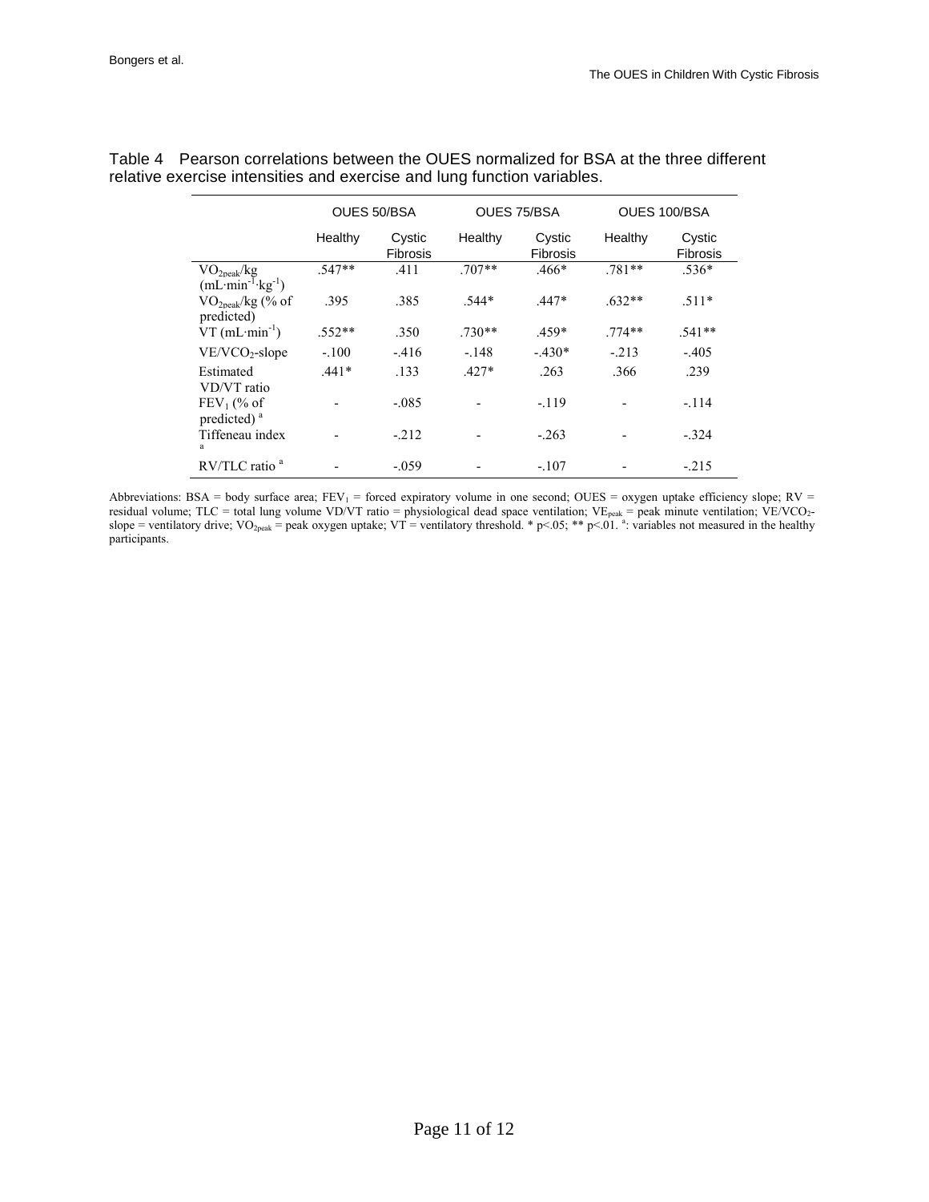Table 4 Pearson correlations between the OUES normalized for BSA at the three different relative exercise intensities and exercise and lung function variables.

| | OUES 50/BSA | | OUES 75/BSA | | OUES 100/BSA | |
|---|---|---|---|---|---|---|
| | Healthy | Cystic Fibrosis | Healthy | Cystic Fibrosis | Healthy | Cystic Fibrosis |
| $VO_{2peak}$/kg ($mL \cdot min^{-1} \cdot kg^{-1}$) | .547** | .411 | .707** | .466* | .781** | .536* |
| $VO_{2peak}$/kg (% of predicted) | .395 | .385 | .544* | .447* | .632** | .511* |
| VT ($mL \cdot min^{-1}$) | .552** | .350 | .730** | .459* | .774** | .541** |
| $VE/VCO_2$-slope | -.100 | -.416 | -.148 | -.430* | -.213 | -.405 |
| Estimated VD/VT ratio | .441* | .133 | .427* | .263 | .366 | .239 |
| $FEV_1$ (% of predicted) [a] | - | -.085 | - | -.119 | - | -.114 |
| Tiffeneau index [a] | - | -.212 | - | -.263 | - | -.324 |
| RV/TLC ratio [a] | - | -.059 | - | -.107 | - | -.215 |

Abbreviations: BSA = body surface area; $FEV_1$ = forced expiratory volume in one second; OUES = oxygen uptake efficiency slope; RV = residual volume; TLC = total lung volume VD/VT ratio = physiological dead space ventilation; $VE_{peak}$ = peak minute ventilation; $VE/VCO_2$-slope = ventilatory drive; $VO_{2peak}$ = peak oxygen uptake; VT = ventilatory threshold. * $p<.05$; ** $p<.01$. [a]: variables not measured in the healthy participants.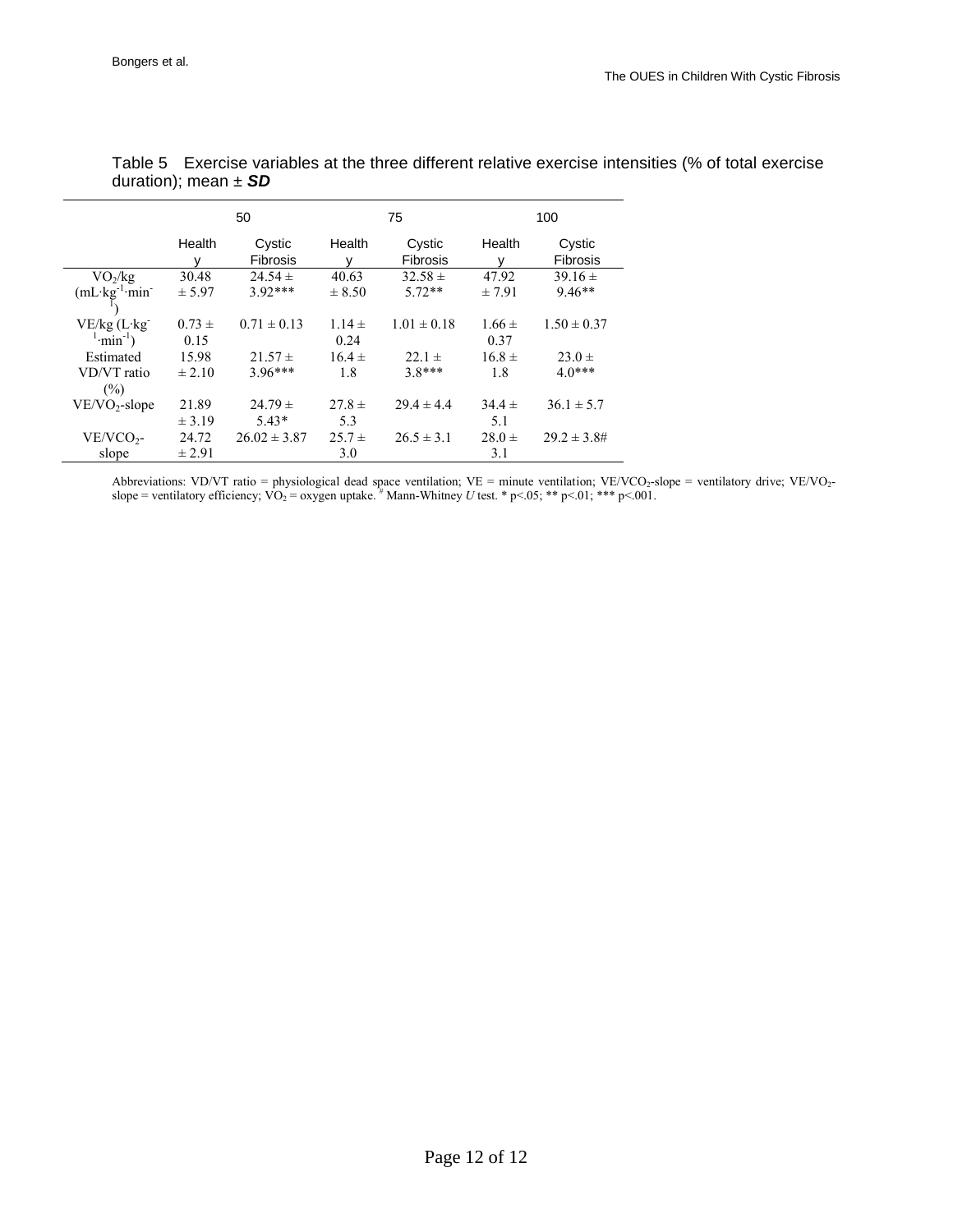Table 5 Exercise variables at the three different relative exercise intensities (% of total exercise duration); mean ± ***SD***

| | 50 | | 75 | | 100 | |
|---|---|---|---|---|---|---|
| | Healthy | Cystic Fibrosis | Healthy | Cystic Fibrosis | Healthy | Cystic Fibrosis |
| $VO_2$/kg ($mL \cdot kg^{-1} \cdot min^{-1}$) | 30.48 ± 5.97 | 24.54 ± 3.92*** | 40.63 ± 8.50 | 32.58 ± 5.72** | 47.92 ± 7.91 | 39.16 ± 9.46** |
| VE/kg ($L \cdot kg^{-1} \cdot min^{-1}$) | 0.73 ± 0.15 | 0.71 ± 0.13 | 1.14 ± 0.24 | 1.01 ± 0.18 | 1.66 ± 0.37 | 1.50 ± 0.37 |
| Estimated VD/VT ratio (%) | 15.98 ± 2.10 | 21.57 ± 3.96*** | 16.4 ± 1.8 | 22.1 ± 3.8*** | 16.8 ± 1.8 | 23.0 ± 4.0*** |
| VE/$VO_2$-slope | 21.89 ± 3.19 | 24.79 ± 5.43* | 27.8 ± 5.3 | 29.4 ± 4.4 | 34.4 ± 5.1 | 36.1 ± 5.7 |
| VE/$VCO_2$-slope | 24.72 ± 2.91 | 26.02 ± 3.87 | 25.7 ± 3.0 | 26.5 ± 3.1 | 28.0 ± 3.1 | 29.2 ± 3.8# |

Abbreviations: VD/VT ratio = physiological dead space ventilation; VE = minute ventilation; VE/$VCO_2$-slope = ventilatory drive; VE/$VO_2$-slope = ventilatory efficiency; $VO_2$ = oxygen uptake. [#] Mann-Whitney *U* test. * p<.05; ** p<.01; *** p<.001.